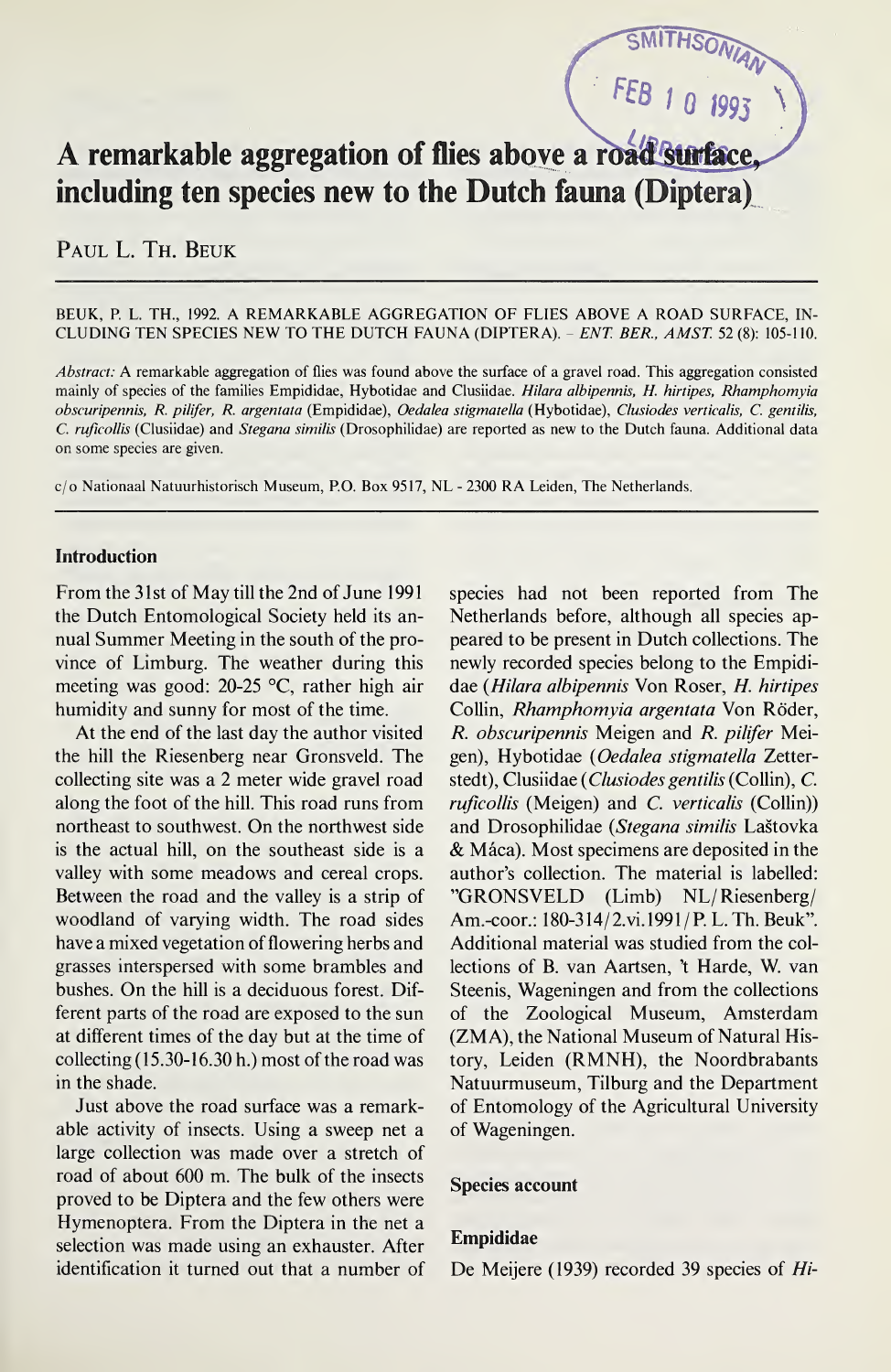# A remarkable aggregation of flies above a road surface, including ten species new to the Dutch fauna (Diptera)

Paul L. Th. Beuk

BEUK, P. L. TH., 1992. A REMARKABLE AGGREGATION OF FLIES ABOVE A ROAD SURFACE, INCLUDING TEN SPECIES NEW TO THE DUTCH FAUNA (DIPTERA). - *ENT. BER., AMST.* 52 (8): 105-110.

*Abstract:* A remarkable aggregation of flies was found above the surface of a gravel road. This aggregation consisted mainly of species of the families Empididae, Hybotidae and Clusiidae. *Hilara albipennis, H. hirtipes, Rhamphomyia obscuripennis, R. pilifer, R. argentata* (Empididae), *Oedalea stigmatella* (Hybotidae), *Clusiodes verticalis, C. gentilis, C. ruficollis* (Clusiidae) and *Stegana similis* (Drosophilidae) are reported as new to the Dutch fauna. Additional data on some species are given.

c/o Nationaal Natuurhistorisch Museum, P.O. Box 9517, NL - 2300 RA Leiden, The Netherlands.

## Introduction

From the 31st of May till the 2nd of June 1991 the Dutch Entomological Society held its annual Summer Meeting in the south of the province of Limburg. The weather during this meeting was good: 20-25 °C, rather high air humidity and sunny for most of the time.

At the end of the last day the author visited the hill the Riesenberg near Gronsveld. The collecting site was a 2 meter wide gravel road along the foot of the hill. This road runs from northeast to southwest. On the northwest side is the actual hill, on the southeast side is a valley with some meadows and cereal crops. Between the road and the valley is a strip of woodland of varying width. The road sides have a mixed vegetation of flowering herbs and grasses interspersed with some brambles and bushes. On the hill is a deciduous forest. Different parts of the road are exposed to the sun at different times of the day but at the time of collecting (15.30-16.30 h.) most of the road was in the shade.

Just above the road surface was a remarkable activity of insects. Using a sweep net a large collection was made over a stretch of road of about 600 m. The bulk of the insects proved to be Diptera and the few others were Hymenoptera. From the Diptera in the net a selection was made using an exhauster. After identification it turned out that a number of species had not been reported from The Netherlands before, although all species appeared to be present in Dutch collections. The newly recorded species belong to the Empididae (*Hilara albipennis* Von Roser, *H. hirtipes* Collin, *Rhamphomyia argentata* Von Röder, *R. obscuripennis* Meigen and *R. pilifer* Meigen), Hybotidae (*Oedalea stigmatella* Zetterstedt), Clusiidae (*Clusiodes gentilis* (Collin), *C. ruficollis* (Meigen) and *C. verticalis* (Collin)) and Drosophilidae (*Stegana similis* Laštovka & Máca). Most specimens are deposited in the author's collection. The material is labelled: "GRONSVELD (Limb) NL/Riesenberg/ Am.-coor.: 180-314/2.vi.1991/P. L. Th. Beuk". Additional material was studied from the collections of B. van Aartsen, 't Harde, W. van Steenis, Wageningen and from the collections of the Zoological Museum, Amsterdam (ZMA), the National Museum of Natural History, Leiden (RMNH), the Noordbrabants Natuurmuseum, Tilburg and the Department of Entomology of the Agricultural University of Wageningen.

## Species account

### Empididae

De Meijere (1939) recorded 39 species of *Hi-*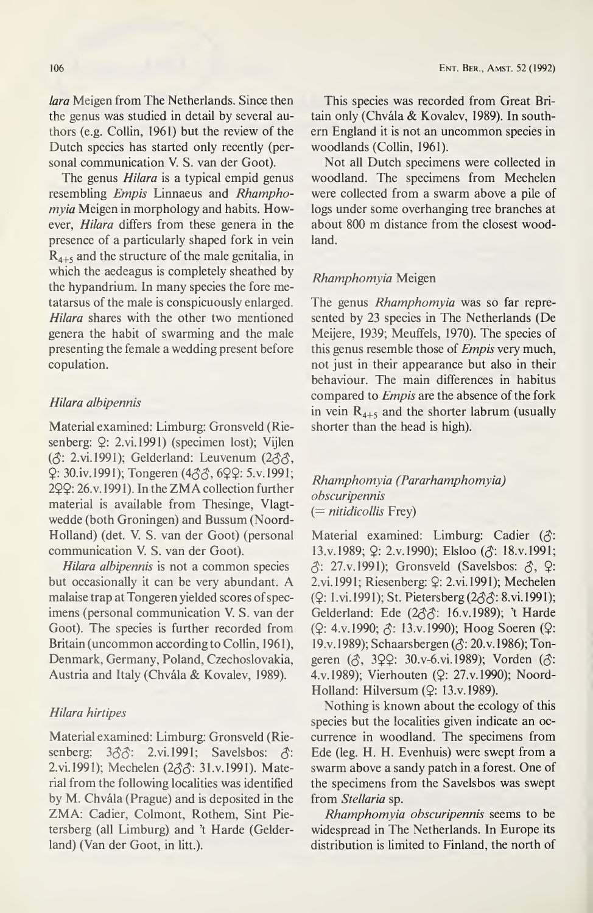*lara* Meigen from The Netherlands. Since then the genus was studied in detail by several authors (e.g. Collin, 1961) but the review of the Dutch species has started only recently (personal communication V. S. van der Goot).

The genus *Hilara* is a typical empid genus resembling *Empis* Linnaeus and *Rhamphomyia* Meigen in morphology and habits. However, *Hilara* differs from these genera in the presence of a particularly shaped fork in vein $R_{4+5}$ and the structure of the male genitalia, in which the aedeagus is completely sheathed by the hypandrium. In many species the fore metatarsus of the male is conspicuously enlarged. *Hilara* shares with the other two mentioned genera the habit of swarming and the male presenting the female a wedding present before copulation.

### *Hilara albipennis*

Material examined: Limburg: Gronsveld (Riesenberg: ♀: 2.vi.1991) (specimen lost); Vijlen (♂: 2.vi.1991); Gelderland: Leuvenum (2♂♂, ♀: 30.iv.1991); Tongeren (4♂♂, 6♀♀: 5.v.1991; 2♀♀: 26.v.1991). In the ZMA collection further material is available from Thesinge, Vlagtwedde (both Groningen) and Bussum (Noord-Holland) (det. V. S. van der Goot) (personal communication V. S. van der Goot).

*Hilara albipennis* is not a common species but occasionally it can be very abundant. A malaise trap at Tongeren yielded scores of specimens (personal communication V. S. van der Goot). The species is further recorded from Britain (uncommon according to Collin, 1961), Denmark, Germany, Poland, Czechoslovakia, Austria and Italy (Chvála & Kovalev, 1989).

### *Hilara hirtipes*

Material examined: Limburg: Gronsveld (Riesenberg: 3♂♂: 2.vi.1991; Savelsbos: ♂: 2.vi.1991); Mechelen (2♂♂: 31.v.1991). Material from the following localities was identified by M. Chvála (Prague) and is deposited in the ZMA: Cadier, Colmont, Rothem, Sint Pietersberg (all Limburg) and 't Harde (Gelderland) (Van der Goot, in litt.).

This species was recorded from Great Britain only (Chvála & Kovalev, 1989). In southern England it is not an uncommon species in woodlands (Collin, 1961).

Not all Dutch specimens were collected in woodland. The specimens from Mechelen were collected from a swarm above a pile of logs under some overhanging tree branches at about 800 m distance from the closest woodland.

## *Rhamphomyia* Meigen

The genus *Rhamphomyia* was so far represented by 23 species in The Netherlands (De Meijere, 1939; Meuffels, 1970). The species of this genus resemble those of *Empis* very much, not just in their appearance but also in their behaviour. The main differences in habitus compared to *Empis* are the absence of the fork in vein $R_{4+5}$ and the shorter labrum (usually shorter than the head is high).

### *Rhamphomyia (Pararhamphomyia) obscuripennis* (= *nitidicollis* Frey)

Material examined: Limburg: Cadier (♂: 13.v.1989; ♀: 2.v.1990); Elsloo (♂: 18.v.1991; ♂: 27.v.1991); Gronsveld (Savelsbos: ♂, ♀: 2.vi.1991; Riesenberg: ♀: 2.vi.1991); Mechelen (♀: 1.vi.1991); St. Pietersberg (2♂♂: 8.vi.1991); Gelderland: Ede (2♂♂: 16.v.1989); 't Harde (♀: 4.v.1990; ♂: 13.v.1990); Hoog Soeren (♀: 19.v.1989); Schaarsbergen (♂: 20.v.1986); Tongeren (♂, 3♀♀: 30.v-6.vi.1989); Vorden (♂: 4.v.1989); Vierhouten (♀: 27.v.1990); Noord-Holland: Hilversum (♀: 13.v.1989).

Nothing is known about the ecology of this species but the localities given indicate an occurrence in woodland. The specimens from Ede (leg. H. H. Evenhuis) were swept from a swarm above a sandy patch in a forest. One of the specimens from the Savelsbos was swept from *Stellaria* sp.

*Rhamphomyia obscuripennis* seems to be widespread in The Netherlands. In Europe its distribution is limited to Finland, the north of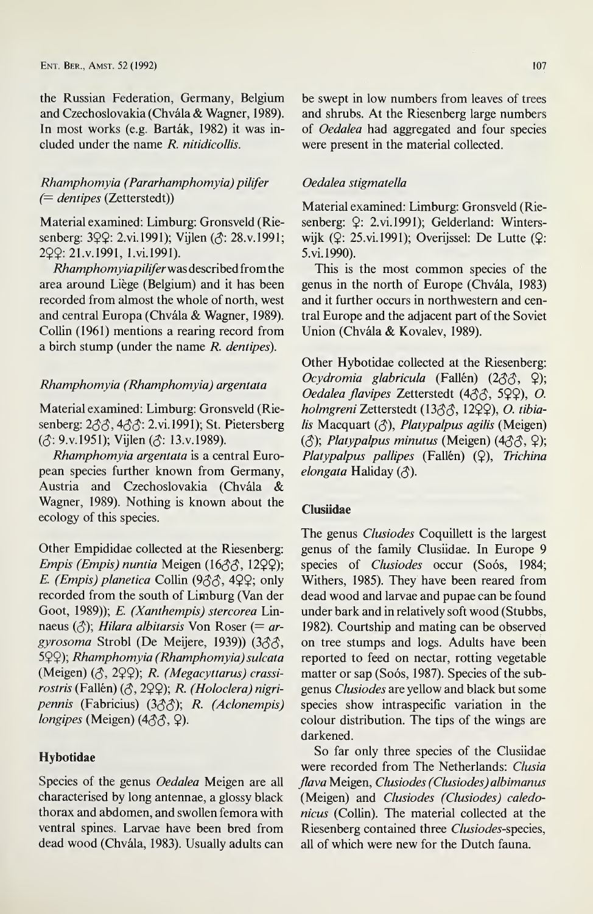the Russian Federation, Germany, Belgium and Czechoslovakia (Chvála & Wagner, 1989). In most works (e.g. Barták, 1982) it was included under the name *R. nitidicollis*.

### *Rhamphomyia (Pararhamphomyia) pilifer* (= *dentipes* (Zetterstedt))

Material examined: Limburg: Gronsveld (Riesenberg: 3♀♀: 2.vi.1991); Vijlen (♂: 28.v.1991; 2♀♀: 21.v.1991, 1.vi.1991).

*Rhamphomyia pilifer* was described from the area around Liège (Belgium) and it has been recorded from almost the whole of north, west and central Europa (Chvála & Wagner, 1989). Collin (1961) mentions a rearing record from a birch stump (under the name *R. dentipes*).

### *Rhamphomyia (Rhamphomyia) argentata*

Material examined: Limburg: Gronsveld (Riesenberg: 2♂♂, 4♂♂: 2.vi.1991); St. Pietersberg (♂: 9.v.1951); Vijlen (♂: 13.v.1989).

*Rhamphomyia argentata* is a central European species further known from Germany, Austria and Czechoslovakia (Chvála & Wagner, 1989). Nothing is known about the ecology of this species.

Other Empididae collected at the Riesenberg: *Empis (Empis) nuntia* Meigen (16♂♂, 12♀♀); *E. (Empis) planetica* Collin (9♂♂, 4♀♀; only recorded from the south of Limburg (Van der Goot, 1989)); *E. (Xanthempis) stercorea* Linnaeus (♂); *Hilara albitarsis* Von Roser (= *argyrosoma* Strobl (De Meijere, 1939)) (3♂♂, 5♀♀); *Rhamphomyia (Rhamphomyia) sulcata* (Meigen) (♂, 2♀♀); *R. (Megacyttarus) crassirostris* (Fallén) (♂, 2♀♀); *R. (Holoclera) nigripennis* (Fabricius) (3♂♂); *R. (Aclonempis) longipes* (Meigen) (4♂♂, ♀).

## Hybotidae

Species of the genus *Oedalea* Meigen are all characterised by long antennae, a glossy black thorax and abdomen, and swollen femora with ventral spines. Larvae have been bred from dead wood (Chvála, 1983). Usually adults can be swept in low numbers from leaves of trees and shrubs. At the Riesenberg large numbers of *Oedalea* had aggregated and four species were present in the material collected.

### *Oedalea stigmatella*

Material examined: Limburg: Gronsveld (Riesenberg: ♀: 2.vi.1991); Gelderland: Winterswijk (♀: 25.vi.1991); Overijssel: De Lutte (♀: 5.vi.1990).

This is the most common species of the genus in the north of Europe (Chvála, 1983) and it further occurs in northwestern and central Europe and the adjacent part of the Soviet Union (Chvála & Kovalev, 1989).

Other Hybotidae collected at the Riesenberg: *Ocydromia glabricula* (Fallén) (2♂♂, ♀); *Oedalea flavipes* Zetterstedt (4♂♂, 5♀♀), *O. holmgreni* Zetterstedt (13♂♂, 12♀♀), *O. tibialis* Macquart (♂), *Platypalpus agilis* (Meigen) (♂); *Platypalpus minutus* (Meigen) (4♂♂, ♀); *Platypalpus pallipes* (Fallén) (♀), *Trichina elongata* Haliday (♂).

## Clusiidae

The genus *Clusiodes* Coquillett is the largest genus of the family Clusiidae. In Europe 9 species of *Clusiodes* occur (Soós, 1984; Withers, 1985). They have been reared from dead wood and larvae and pupae can be found under bark and in relatively soft wood (Stubbs, 1982). Courtship and mating can be observed on tree stumps and logs. Adults have been reported to feed on nectar, rotting vegetable matter or sap (Soós, 1987). Species of the subgenus *Clusiodes* are yellow and black but some species show intraspecific variation in the colour distribution. The tips of the wings are darkened.

So far only three species of the Clusiidae were recorded from The Netherlands: *Clusia flava* Meigen, *Clusiodes (Clusiodes) albimanus* (Meigen) and *Clusiodes (Clusiodes) caledonicus* (Collin). The material collected at the Riesenberg contained three *Clusiodes*-species, all of which were new for the Dutch fauna.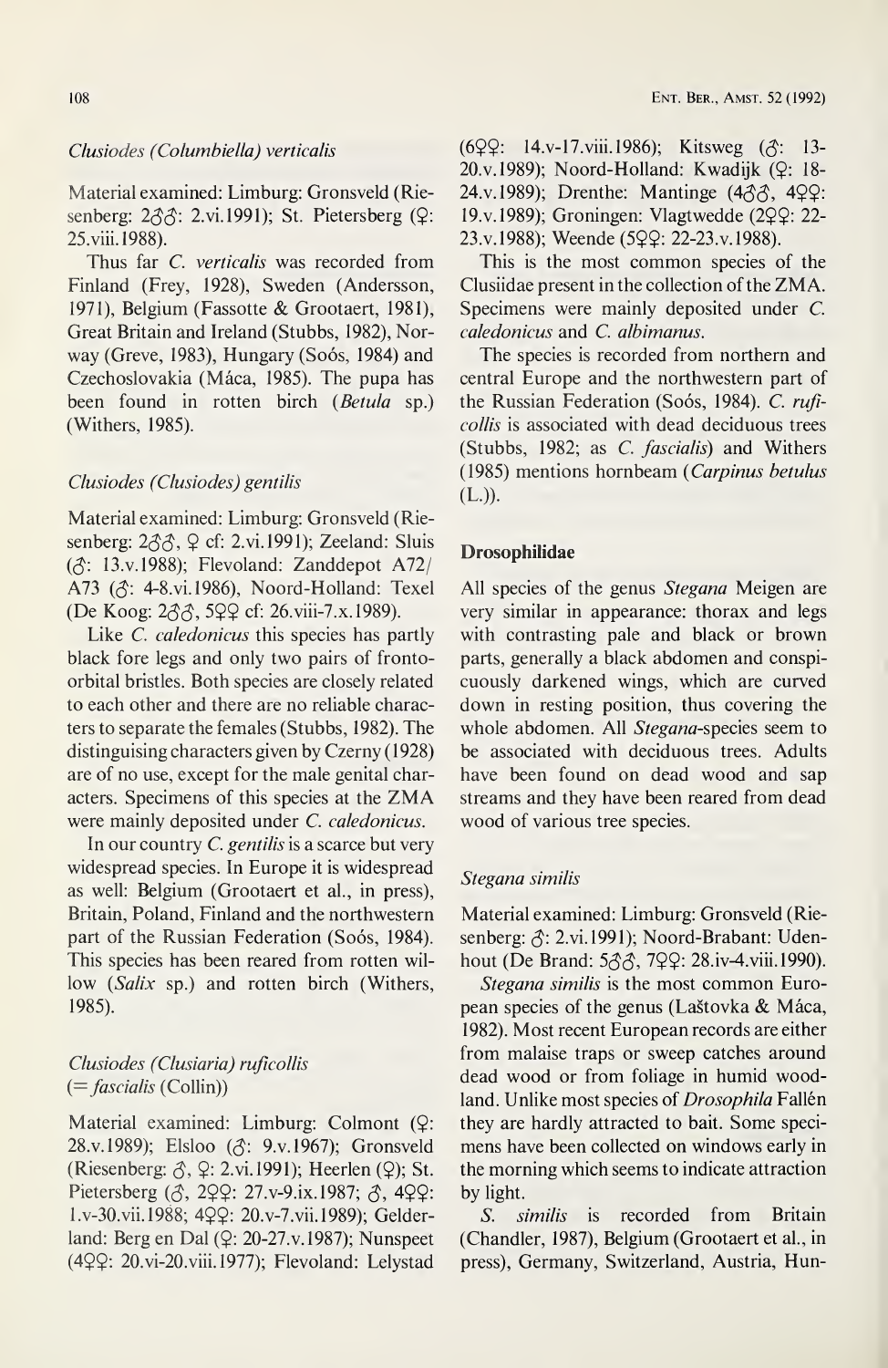### *Clusiodes (Columbiella) verticalis*

Material examined: Limburg: Gronsveld (Riesenberg: 2♂♂: 2.vi.1991); St. Pietersberg (♀: 25.viii.1988).

Thus far *C. verticalis* was recorded from Finland (Frey, 1928), Sweden (Andersson, 1971), Belgium (Fassotte & Grootaert, 1981), Great Britain and Ireland (Stubbs, 1982), Norway (Greve, 1983), Hungary (Soós, 1984) and Czechoslovakia (Máca, 1985). The pupa has been found in rotten birch (*Betula* sp.) (Withers, 1985).

### *Clusiodes (Clusiodes) gentilis*

Material examined: Limburg: Gronsveld (Riesenberg: 2♂♂, ♀ cf: 2.vi.1991); Zeeland: Sluis (♂: 13.v.1988); Flevoland: Zanddepot A72/A73 (♂: 4-8.vi.1986), Noord-Holland: Texel (De Koog: 2♂♂, 5♀♀ cf: 26.viii-7.x.1989).

Like *C. caledonicus* this species has partly black fore legs and only two pairs of fronto-orbital bristles. Both species are closely related to each other and there are no reliable characters to separate the females (Stubbs, 1982). The distinguising characters given by Czerny (1928) are of no use, except for the male genital characters. Specimens of this species at the ZMA were mainly deposited under *C. caledonicus*.

In our country *C. gentilis* is a scarce but very widespread species. In Europe it is widespread as well: Belgium (Grootaert et al., in press), Britain, Poland, Finland and the northwestern part of the Russian Federation (Soós, 1984). This species has been reared from rotten willow (*Salix* sp.) and rotten birch (Withers, 1985).

### *Clusiodes (Clusiaria) ruficollis* (= *fascialis* (Collin))

Material examined: Limburg: Colmont (♀: 28.v.1989); Elsloo (♂: 9.v.1967); Gronsveld (Riesenberg: ♂, ♀: 2.vi.1991); Heerlen (♀); St. Pietersberg (♂, 2♀♀: 27.v-9.ix.1987; ♂, 4♀♀: 1.v-30.vii.1988; 4♀♀: 20.v-7.vii.1989); Gelderland: Berg en Dal (♀: 20-27.v.1987); Nunspeet (4♀♀: 20.vi-20.viii.1977); Flevoland: Lelystad (6♀♀: 14.v-17.viii.1986); Kitsweg (♂: 13-20.v.1989); Noord-Holland: Kwadijk (♀: 18-24.v.1989); Drenthe: Mantinge (4♂♂, 4♀♀: 19.v.1989); Groningen: Vlagtwedde (2♀♀: 22-23.v.1988); Weende (5♀♀: 22-23.v.1988).

This is the most common species of the Clusiidae present in the collection of the ZMA. Specimens were mainly deposited under *C. caledonicus* and *C. albimanus*.

The species is recorded from northern and central Europe and the northwestern part of the Russian Federation (Soós, 1984). *C. ruficollis* is associated with dead deciduous trees (Stubbs, 1982; as *C. fascialis*) and Withers (1985) mentions hornbeam (*Carpinus betulus* (L.)).

## Drosophilidae

All species of the genus *Stegana* Meigen are very similar in appearance: thorax and legs with contrasting pale and black or brown parts, generally a black abdomen and conspicuously darkened wings, which are curved down in resting position, thus covering the whole abdomen. All *Stegana*-species seem to be associated with deciduous trees. Adults have been found on dead wood and sap streams and they have been reared from dead wood of various tree species.

### *Stegana similis*

Material examined: Limburg: Gronsveld (Riesenberg: ♂: 2.vi.1991); Noord-Brabant: Udenhout (De Brand: 5♂♂, 7♀♀: 28.iv-4.viii.1990).

*Stegana similis* is the most common European species of the genus (Laštovka & Máca, 1982). Most recent European records are either from malaise traps or sweep catches around dead wood or from foliage in humid woodland. Unlike most species of *Drosophila* Fallén they are hardly attracted to bait. Some specimens have been collected on windows early in the morning which seems to indicate attraction by light.

*S. similis* is recorded from Britain (Chandler, 1987), Belgium (Grootaert et al., in press), Germany, Switzerland, Austria, Hun-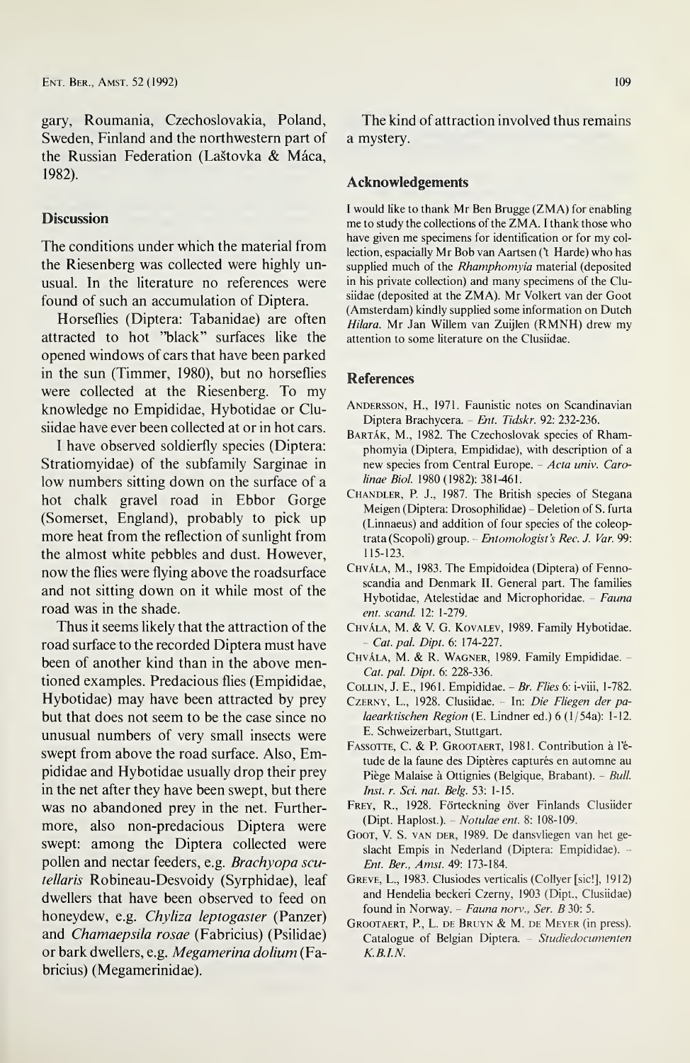gary, Roumania, Czechoslovakia, Poland, Sweden, Finland and the northwestern part of the Russian Federation (Laštovka & Máca, 1982).

## Discussion

The conditions under which the material from the Riesenberg was collected were highly unusual. In the literature no references were found of such an accumulation of Diptera.

Horseflies (Diptera: Tabanidae) are often attracted to hot "black" surfaces like the opened windows of cars that have been parked in the sun (Timmer, 1980), but no horseflies were collected at the Riesenberg. To my knowledge no Empididae, Hybotidae or Clusiidae have ever been collected at or in hot cars.

I have observed soldierfly species (Diptera: Stratiomyidae) of the subfamily Sarginae in low numbers sitting down on the surface of a hot chalk gravel road in Ebbor Gorge (Somerset, England), probably to pick up more heat from the reflection of sunlight from the almost white pebbles and dust. However, now the flies were flying above the roadsurface and not sitting down on it while most of the road was in the shade.

Thus it seems likely that the attraction of the road surface to the recorded Diptera must have been of another kind than in the above mentioned examples. Predacious flies (Empididae, Hybotidae) may have been attracted by prey but that does not seem to be the case since no unusual numbers of very small insects were swept from above the road surface. Also, Empididae and Hybotidae usually drop their prey in the net after they have been swept, but there was no abandoned prey in the net. Furthermore, also non-predacious Diptera were swept: among the Diptera collected were pollen and nectar feeders, e.g. *Brachyopa scutellaris* Robineau-Desvoidy (Syrphidae), leaf dwellers that have been observed to feed on honeydew, e.g. *Chyliza leptogaster* (Panzer) and *Chamaepsila rosae* (Fabricius) (Psilidae) or bark dwellers, e.g. *Megamerina dolium* (Fabricius) (Megamerinidae).

The kind of attraction involved thus remains a mystery.

## Acknowledgements

I would like to thank Mr Ben Brugge (ZMA) for enabling me to study the collections of the ZMA. I thank those who have given me specimens for identification or for my collection, espacially Mr Bob van Aartsen ('t Harde) who has supplied much of the *Rhamphomyia* material (deposited in his private collection) and many specimens of the Clusiidae (deposited at the ZMA). Mr Volkert van der Goot (Amsterdam) kindly supplied some information on Dutch *Hilara*. Mr Jan Willem van Zuijlen (RMNH) drew my attention to some literature on the Clusiidae.

## References

Andersson, H., 1971. Faunistic notes on Scandinavian Diptera Brachycera. – *Ent. Tidskr.* 92: 232-236.

Barták, M., 1982. The Czechoslovak species of Rhamphomyia (Diptera, Empididae), with description of a new species from Central Europe. – *Acta univ. Carolinae Biol.* 1980 (1982): 381-461.

Chandler, P. J., 1987. The British species of Stegana Meigen (Diptera: Drosophilidae) – Deletion of S. furta (Linnaeus) and addition of four species of the coleoptrata (Scopoli) group. – *Entomologist's Rec. J. Var.* 99: 115-123.

Chvála, M., 1983. The Empidoidea (Diptera) of Fennoscandia and Denmark II. General part. The families Hybotidae, Atelestidae and Microphoridae. – *Fauna ent. scand.* 12: 1-279.

Chvála, M. & V. G. Kovalev, 1989. Family Hybotidae. – *Cat. pal. Dipt.* 6: 174-227.

Chvála, M. & R. Wagner, 1989. Family Empididae. – *Cat. pal. Dipt.* 6: 228-336.

Collin, J. E., 1961. Empididae. – *Br. Flies* 6: i-viii, 1-782.

Czerny, L., 1928. Clusiidae. – In: *Die Fliegen der palaearktischen Region* (E. Lindner ed.) 6 (1/54a): 1-12. E. Schweizerbart, Stuttgart.

Fassotte, C. & P. Grootaert, 1981. Contribution à l'étude de la faune des Diptères capturés en automne au Piège Malaise à Ottignies (Belgique, Brabant). – *Bull. Inst. r. Sci. nat. Belg.* 53: 1-15.

Frey, R., 1928. Förteckning över Finlands Clusiider (Dipt. Haplost.). – *Notulae ent.* 8: 108-109.

Goot, V. S. van der, 1989. De dansvliegen van het geslacht Empis in Nederland (Diptera: Empididae). – *Ent. Ber., Amst.* 49: 173-184.

Greve, L., 1983. Clusiodes verticalis (Collyer [sic!], 1912) and Hendelia beckeri Czerny, 1903 (Dipt., Clusiidae) found in Norway. – *Fauna norv., Ser. B* 30: 5.

Grootaert, P., L. de Bruyn & M. de Meyer (in press). Catalogue of Belgian Diptera. – *Studiedocumenten K.B.I.N.*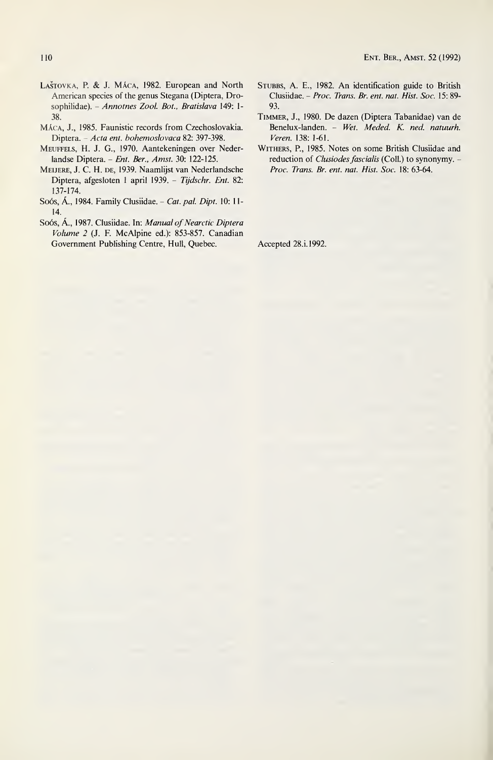Laštovka, P. & J. Máca, 1982. European and North American species of the genus Stegana (Diptera, Drosophilidae). – *Annotnes Zool. Bot., Bratislava* 149: 1-38.

Máca, J., 1985. Faunistic records from Czechoslovakia. Diptera. – *Acta ent. bohemoslovaca* 82: 397-398.

Meuffels, H. J. G., 1970. Aantekeningen over Nederlandse Diptera. – *Ent. Ber., Amst.* 30: 122-125.

Meijere, J. C. H. de, 1939. Naamlijst van Nederlandsche Diptera, afgesloten 1 april 1939. – *Tijdschr. Ent.* 82: 137-174.

Soós, Á., 1984. Family Clusiidae. – *Cat. pal. Dipt.* 10: 11-14.

Soós, Á., 1987. Clusiidae. In: *Manual of Nearctic Diptera Volume 2* (J. F. McAlpine ed.): 853-857. Canadian Government Publishing Centre, Hull, Quebec.

Stubbs, A. E., 1982. An identification guide to British Clusiidae. – *Proc. Trans. Br. ent. nat. Hist. Soc.* 15: 89-93.

Timmer, J., 1980. De dazen (Diptera Tabanidae) van de Benelux-landen. – *Wet. Meded. K. ned. natuurh. Veren.* 138: 1-61.

Withers, P., 1985. Notes on some British Clusiidae and reduction of *Clusiodes fascialis* (Coll.) to synonymy. – *Proc. Trans. Br. ent. nat. Hist. Soc.* 18: 63-64.

Accepted 28.i.1992.